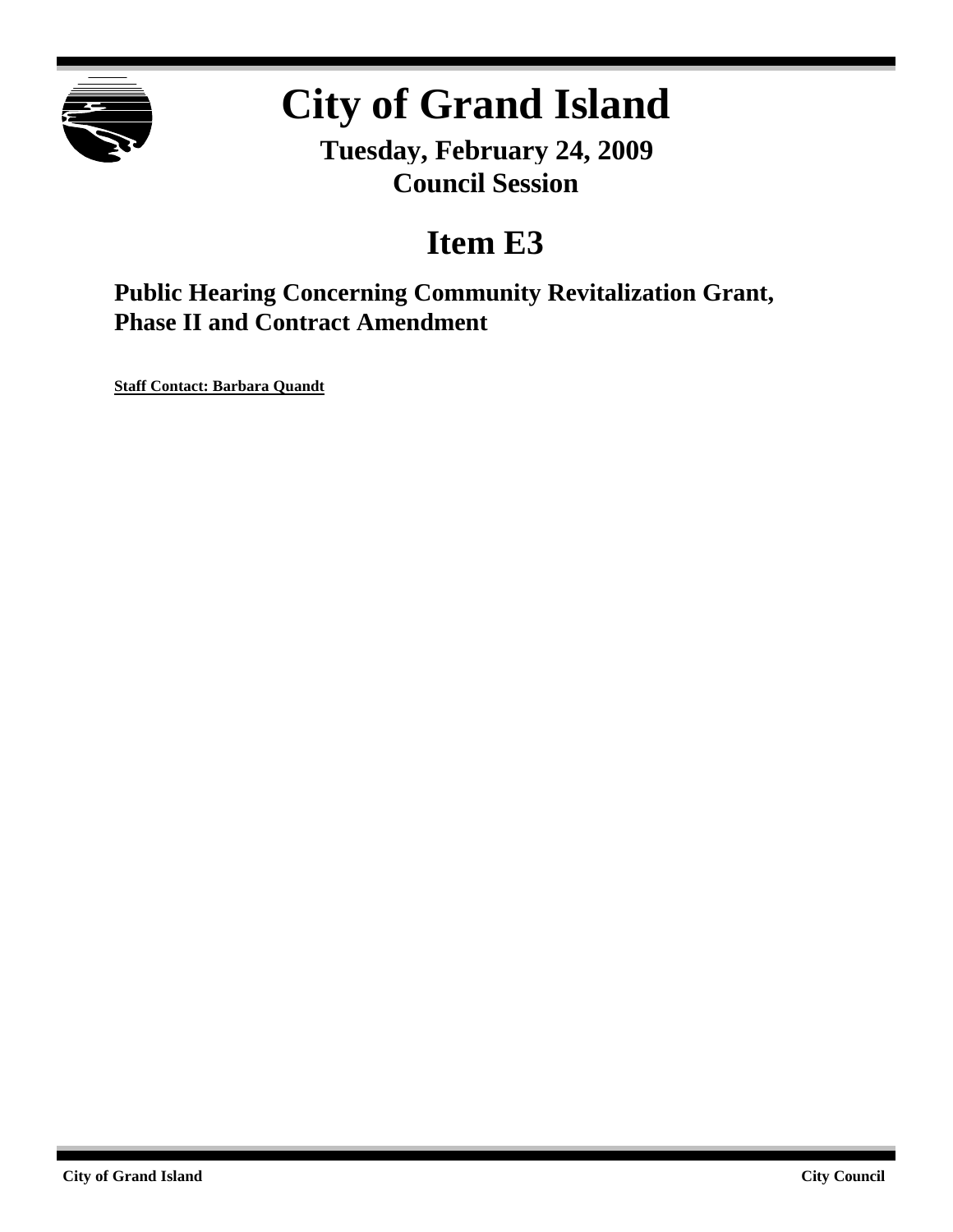# City of Grand Island

**Tuesday, February 24, 2009**
**Council Session**

## Item E3

### Public Hearing Concerning Community Revitalization Grant, Phase II and Contract Amendment

**Staff Contact: Barbara Quandt**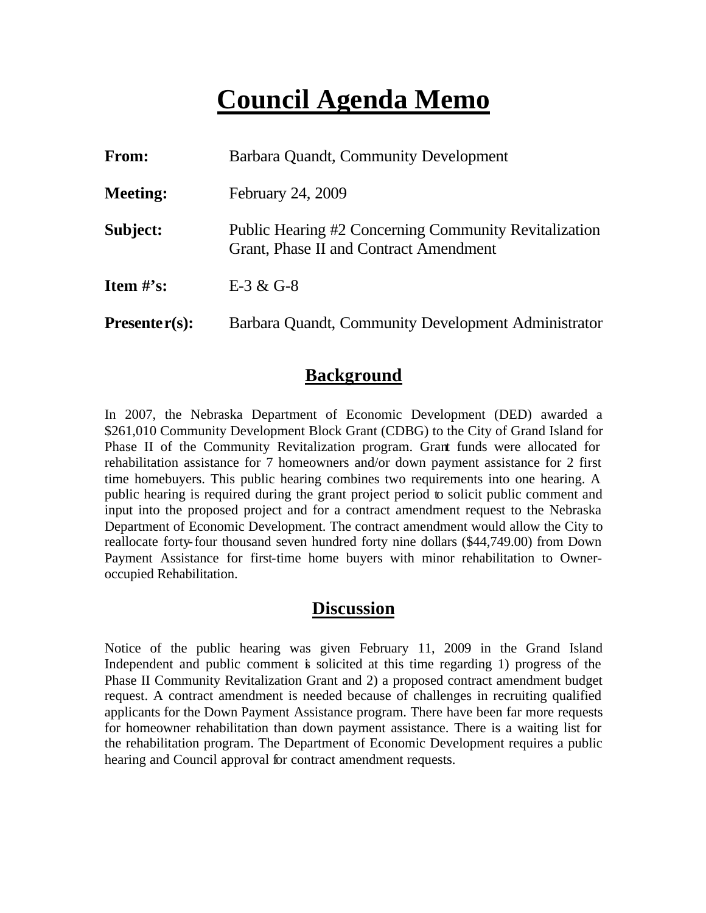# Council Agenda Memo

| | |
|---|---|
| **From:** | Barbara Quandt, Community Development |
| **Meeting:** | February 24, 2009 |
| **Subject:** | Public Hearing #2 Concerning Community Revitalization Grant, Phase II and Contract Amendment |
| **Item #'s:** | E-3 & G-8 |
| **Presenter(s):** | Barbara Quandt, Community Development Administrator |

## Background

In 2007, the Nebraska Department of Economic Development (DED) awarded a $261,010 Community Development Block Grant (CDBG) to the City of Grand Island for Phase II of the Community Revitalization program. Grant funds were allocated for rehabilitation assistance for 7 homeowners and/or down payment assistance for 2 first time homebuyers. This public hearing combines two requirements into one hearing. A public hearing is required during the grant project period to solicit public comment and input into the proposed project and for a contract amendment request to the Nebraska Department of Economic Development. The contract amendment would allow the City to reallocate forty-four thousand seven hundred forty nine dollars ($44,749.00) from Down Payment Assistance for first-time home buyers with minor rehabilitation to Owner-occupied Rehabilitation.

## Discussion

Notice of the public hearing was given February 11, 2009 in the Grand Island Independent and public comment is solicited at this time regarding 1) progress of the Phase II Community Revitalization Grant and 2) a proposed contract amendment budget request. A contract amendment is needed because of challenges in recruiting qualified applicants for the Down Payment Assistance program. There have been far more requests for homeowner rehabilitation than down payment assistance. There is a waiting list for the rehabilitation program. The Department of Economic Development requires a public hearing and Council approval for contract amendment requests.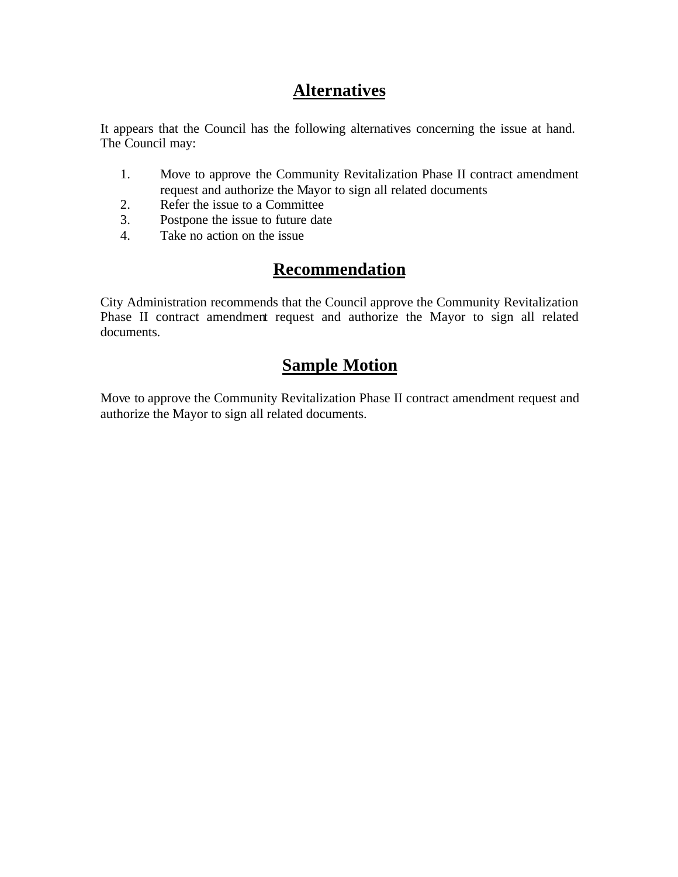## Alternatives

It appears that the Council has the following alternatives concerning the issue at hand. The Council may:

1. Move to approve the Community Revitalization Phase II contract amendment request and authorize the Mayor to sign all related documents
2. Refer the issue to a Committee
3. Postpone the issue to future date
4. Take no action on the issue

## Recommendation

City Administration recommends that the Council approve the Community Revitalization Phase II contract amendment request and authorize the Mayor to sign all related documents.

## Sample Motion

Move to approve the Community Revitalization Phase II contract amendment request and authorize the Mayor to sign all related documents.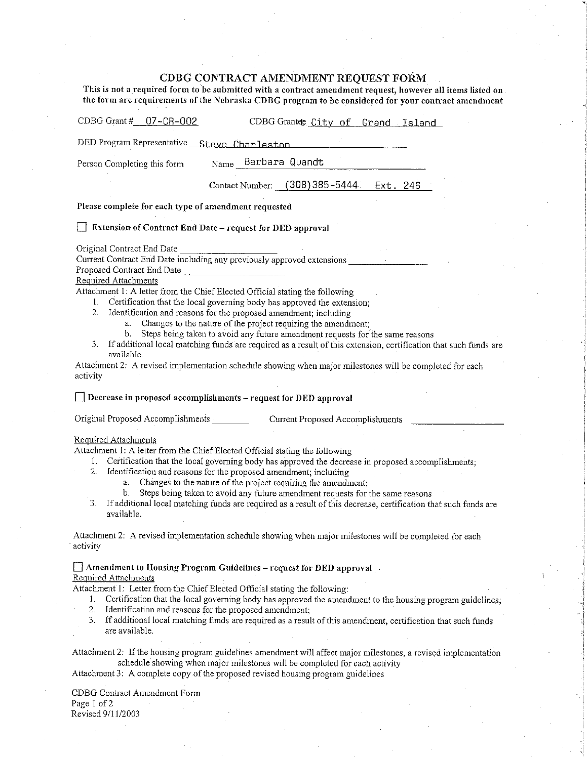# CDBG CONTRACT AMENDMENT REQUEST FORM

**This is not a required form to be submitted with a contract amendment request, however all items listed on the form are requirements of the Nebraska CDBG program to be considered for your contract amendment**

CDBG Grant # 07-CR-002 CDBG Grantee City of Grand Island

DED Program Representative Steve Charleston

Person Completing this form Name Barbara Quandt

Contact Number: (308)385-5444 Ext. 246

**Please complete for each type of amendment requested**

☐ **Extension of Contract End Date – request for DED approval**

Original Contract End Date \_\_\_\_\_\_\_\_\_\_

Current Contract End Date including any previously approved extensions \_\_\_\_\_\_\_\_\_\_

Proposed Contract End Date \_\_\_\_\_\_\_\_\_\_

Required Attachments

Attachment 1: A letter from the Chief Elected Official stating the following

1. Certification that the local governing body has approved the extension;
2. Identification and reasons for the proposed amendment; including
   a. Changes to the nature of the project requiring the amendment;
   b. Steps being taken to avoid any future amendment requests for the same reasons
3. If additional local matching funds are required as a result of this extension, certification that such funds are available.

Attachment 2: A revised implementation schedule showing when major milestones will be completed for each activity

☐ **Decrease in proposed accomplishments – request for DED approval**

Original Proposed Accomplishments \_\_\_\_\_\_\_\_\_\_ Current Proposed Accomplishments \_\_\_\_\_\_\_\_\_\_

Required Attachments

Attachment 1: A letter from the Chief Elected Official stating the following

1. Certification that the local governing body has approved the decrease in proposed accomplishments;
2. Identification and reasons for the proposed amendment; including
   a. Changes to the nature of the project requiring the amendment;
   b. Steps being taken to avoid any future amendment requests for the same reasons
3. If additional local matching funds are required as a result of this decrease, certification that such funds are available.

Attachment 2: A revised implementation schedule showing when major milestones will be completed for each activity

☐ **Amendment to Housing Program Guidelines – request for DED approval**

Required Attachments

Attachment 1: Letter from the Chief Elected Official stating the following:

1. Certification that the local governing body has approved the amendment to the housing program guidelines;
2. Identification and reasons for the proposed amendment;
3. If additional local matching funds are required as a result of this amendment, certification that such funds are available.

Attachment 2: If the housing program guidelines amendment will affect major milestones, a revised implementation schedule showing when major milestones will be completed for each activity

Attachment 3: A complete copy of the proposed revised housing program guidelines

CDBG Contract Amendment Form
Revised 9/11/2003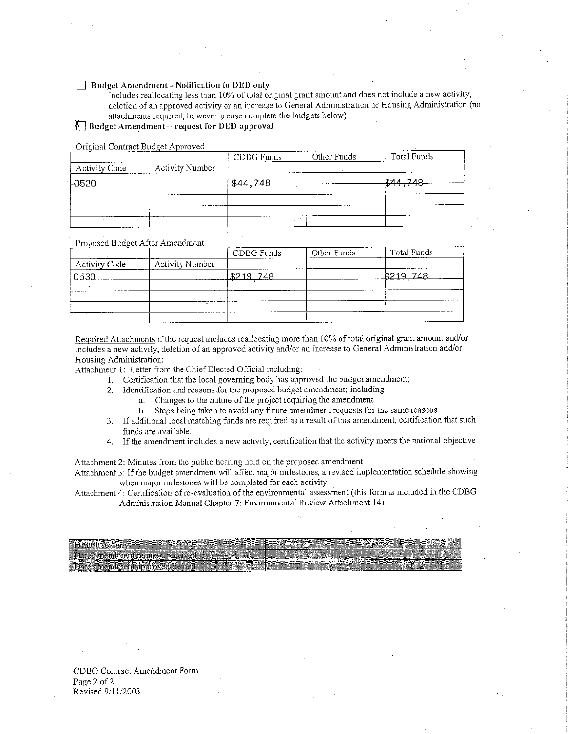☐ **Budget Amendment - Notification to DED only**

Includes reallocating less than 10% of total original grant amount and does not include a new activity, deletion of an approved activity or an increase to General Administration or Housing Administration (no attachments required, however please complete the budgets below)

☒ **Budget Amendment – request for DED approval**

Original Contract Budget Approved

| | | CDBG Funds | Other Funds | Total Funds |
|---|---|---|---|---|
| Activity Code | Activity Number | | | |
| ~~0520~~ | | ~~$44,748~~ | | ~~$44,748~~ |
| | | | | |
| | | | | |
| | | | | |

Proposed Budget After Amendment

| | | CDBG Funds | Other Funds | Total Funds |
|---|---|---|---|---|
| Activity Code | Activity Number | | | |
| 0530 | | $219,748 | | $219,748 |
| | | | | |
| | | | | |
| | | | | |

Required Attachments if the request includes reallocating more than 10% of total original grant amount and/or includes a new activity, deletion of an approved activity and/or an increase to General Administration and/or Housing Administration:

Attachment 1: Letter from the Chief Elected Official including:

1. Certification that the local governing body has approved the budget amendment;
2. Identification and reasons for the proposed budget amendment; including
   a. Changes to the nature of the project requiring the amendment
   b. Steps being taken to avoid any future amendment requests for the same reasons
3. If additional local matching funds are required as a result of this amendment, certification that such funds are available.
4. If the amendment includes a new activity, certification that the activity meets the national objective

Attachment 2: Minutes from the public hearing held on the proposed amendment

Attachment 3: If the budget amendment will affect major milestones, a revised implementation schedule showing when major milestones will be completed for each activity

Attachment 4: Certification of re-evaluation of the environmental assessment (this form is included in the CDBG Administration Manual Chapter 7: Environmental Review Attachment 14)

| DED Use Only | |
|---|---|
| Date amendment request received | |
| Date amendment approved/denied | |

CDBG Contract Amendment Form
Revised 9/11/2003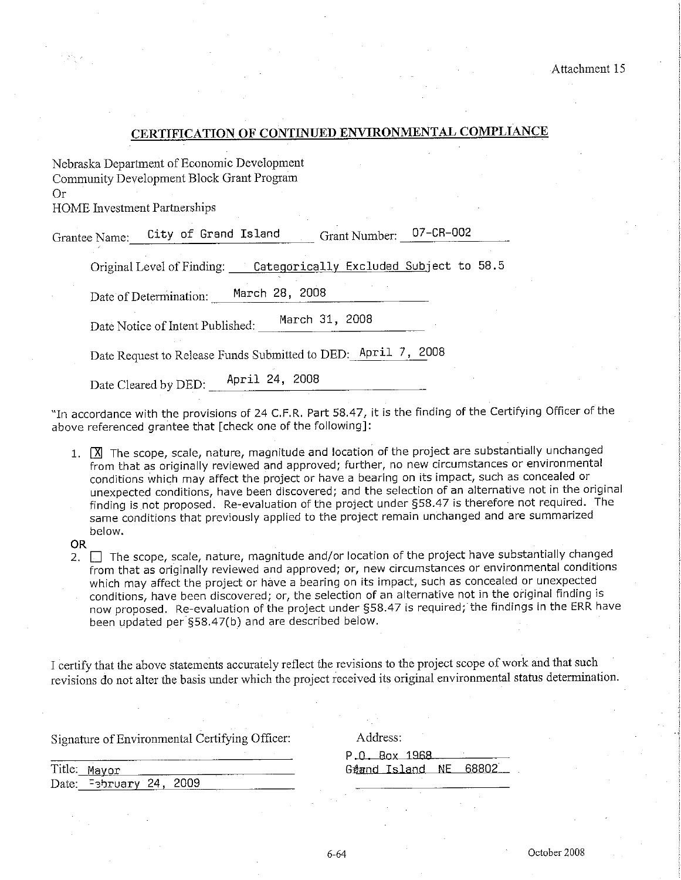Attachment 15

## CERTIFICATION OF CONTINUED ENVIRONMENTAL COMPLIANCE

Nebraska Department of Economic Development
Community Development Block Grant Program
Or
HOME Investment Partnerships

Grantee Name: City of Grand Island Grant Number: 07-CR-002

Original Level of Finding: Categorically Excluded Subject to 58.5

Date of Determination: March 28, 2008

Date Notice of Intent Published: March 31, 2008

Date Request to Release Funds Submitted to DED: April 7, 2008

Date Cleared by DED: April 24, 2008

"In accordance with the provisions of 24 C.F.R. Part 58.47, it is the finding of the Certifying Officer of the above referenced grantee that [check one of the following]:

1. [X] The scope, scale, nature, magnitude and location of the project are substantially unchanged from that as originally reviewed and approved; further, no new circumstances or environmental conditions which may affect the project or have a bearing on its impact, such as concealed or unexpected conditions, have been discovered; and the selection of an alternative not in the original finding is not proposed. Re-evaluation of the project under §58.47 is therefore not required. The same conditions that previously applied to the project remain unchanged and are summarized below.

OR

2. [ ] The scope, scale, nature, magnitude and/or location of the project have substantially changed from that as originally reviewed and approved; or, new circumstances or environmental conditions which may affect the project or have a bearing on its impact, such as concealed or unexpected conditions, have been discovered; or, the selection of an alternative not in the original finding is now proposed. Re-evaluation of the project under §58.47 is required; the findings in the ERR have been updated per §58.47(b) and are described below.

I certify that the above statements accurately reflect the revisions to the project scope of work and that such revisions do not alter the basis under which the project received its original environmental status determination.

Signature of Environmental Certifying Officer:

Title: Mayor
Date: February 24, 2009

Address:
P.O. Box 1968
Grand Island NE 68802

October 2008